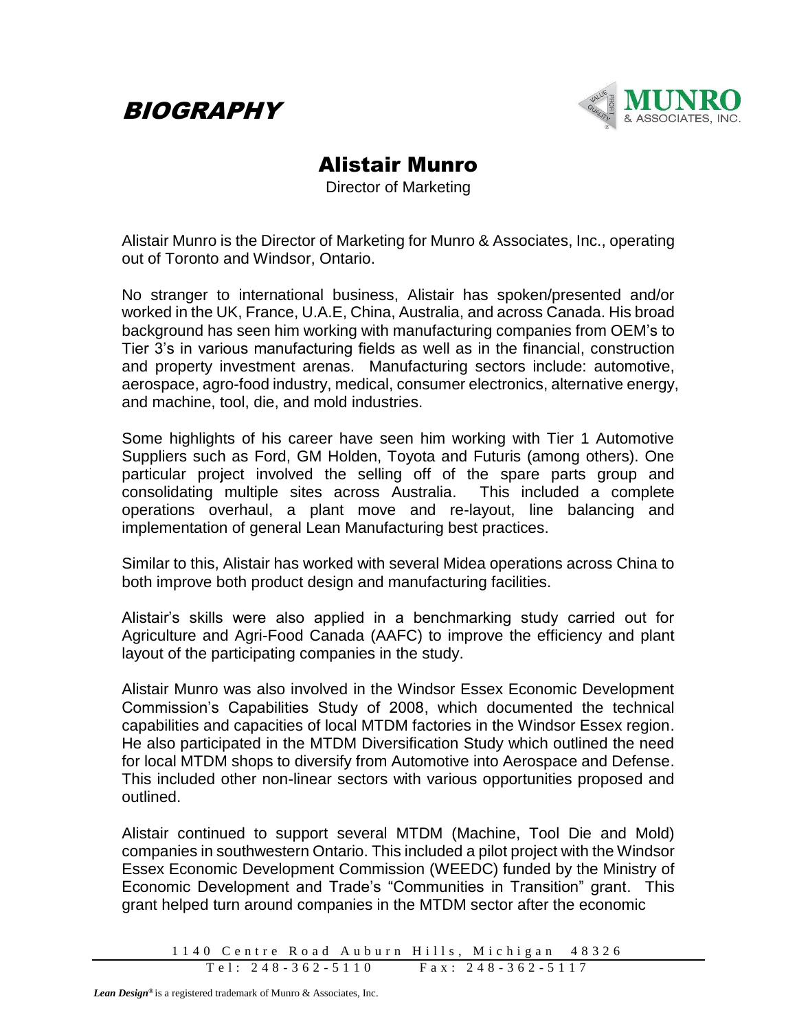# BIOGRAPHY

## Alistair Munro

Director of Marketing

Alistair Munro is the Director of Marketing for Munro & Associates, Inc., operating out of Toronto and Windsor, Ontario.

No stranger to international business, Alistair has spoken/presented and/or worked in the UK, France, U.A.E, China, Australia, and across Canada. His broad background has seen him working with manufacturing companies from OEM's to Tier 3's in various manufacturing fields as well as in the financial, construction and property investment arenas. Manufacturing sectors include: automotive, aerospace, agro-food industry, medical, consumer electronics, alternative energy, and machine, tool, die, and mold industries.

Some highlights of his career have seen him working with Tier 1 Automotive Suppliers such as Ford, GM Holden, Toyota and Futuris (among others). One particular project involved the selling off of the spare parts group and consolidating multiple sites across Australia. This included a complete operations overhaul, a plant move and re-layout, line balancing and implementation of general Lean Manufacturing best practices.

Similar to this, Alistair has worked with several Midea operations across China to both improve both product design and manufacturing facilities.

Alistair's skills were also applied in a benchmarking study carried out for Agriculture and Agri-Food Canada (AAFC) to improve the efficiency and plant layout of the participating companies in the study.

Alistair Munro was also involved in the Windsor Essex Economic Development Commission's Capabilities Study of 2008, which documented the technical capabilities and capacities of local MTDM factories in the Windsor Essex region. He also participated in the MTDM Diversification Study which outlined the need for local MTDM shops to diversify from Automotive into Aerospace and Defense. This included other non-linear sectors with various opportunities proposed and outlined.

Alistair continued to support several MTDM (Machine, Tool Die and Mold) companies in southwestern Ontario. This included a pilot project with the Windsor Essex Economic Development Commission (WEEDC) funded by the Ministry of Economic Development and Trade's "Communities in Transition" grant. This grant helped turn around companies in the MTDM sector after the economic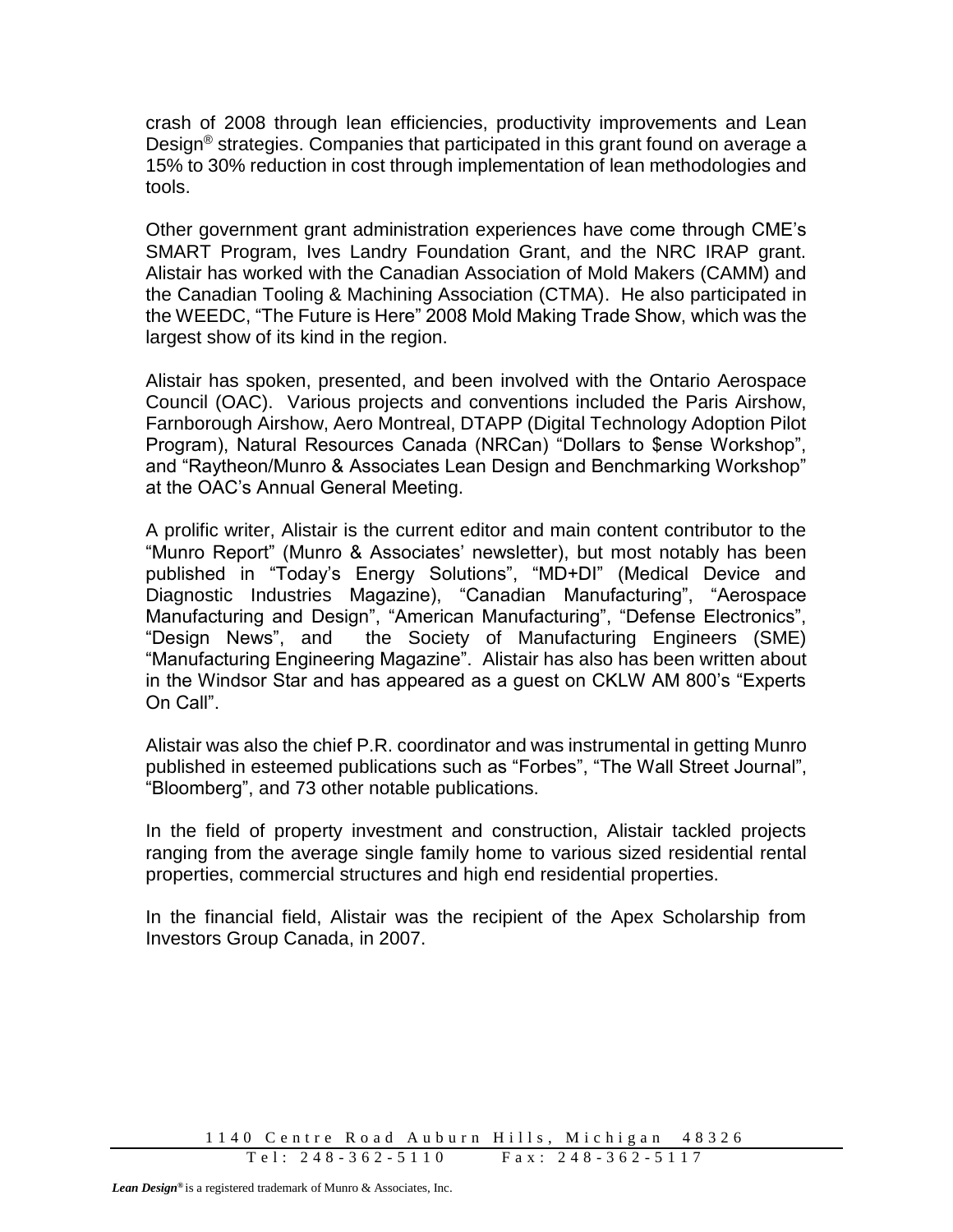crash of 2008 through lean efficiencies, productivity improvements and Lean Design® strategies. Companies that participated in this grant found on average a 15% to 30% reduction in cost through implementation of lean methodologies and tools.

Other government grant administration experiences have come through CME's SMART Program, Ives Landry Foundation Grant, and the NRC IRAP grant. Alistair has worked with the Canadian Association of Mold Makers (CAMM) and the Canadian Tooling & Machining Association (CTMA). He also participated in the WEEDC, "The Future is Here" 2008 Mold Making Trade Show, which was the largest show of its kind in the region.

Alistair has spoken, presented, and been involved with the Ontario Aerospace Council (OAC). Various projects and conventions included the Paris Airshow, Farnborough Airshow, Aero Montreal, DTAPP (Digital Technology Adoption Pilot Program), Natural Resources Canada (NRCan) "Dollars to $ense Workshop", and "Raytheon/Munro & Associates Lean Design and Benchmarking Workshop" at the OAC's Annual General Meeting.

A prolific writer, Alistair is the current editor and main content contributor to the "Munro Report" (Munro & Associates' newsletter), but most notably has been published in "Today's Energy Solutions", "MD+DI" (Medical Device and Diagnostic Industries Magazine), "Canadian Manufacturing", "Aerospace Manufacturing and Design", "American Manufacturing", "Defense Electronics", "Design News", and the Society of Manufacturing Engineers (SME) "Manufacturing Engineering Magazine". Alistair has also has been written about in the Windsor Star and has appeared as a guest on CKLW AM 800's "Experts On Call".

Alistair was also the chief P.R. coordinator and was instrumental in getting Munro published in esteemed publications such as "Forbes", "The Wall Street Journal", "Bloomberg", and 73 other notable publications.

In the field of property investment and construction, Alistair tackled projects ranging from the average single family home to various sized residential rental properties, commercial structures and high end residential properties.

In the financial field, Alistair was the recipient of the Apex Scholarship from Investors Group Canada, in 2007.

1140 Centre Road Auburn Hills, Michigan 48326
Tel: 248-362-5110 Fax: 248-362-5117

*Lean Design®* is a registered trademark of Munro & Associates, Inc.